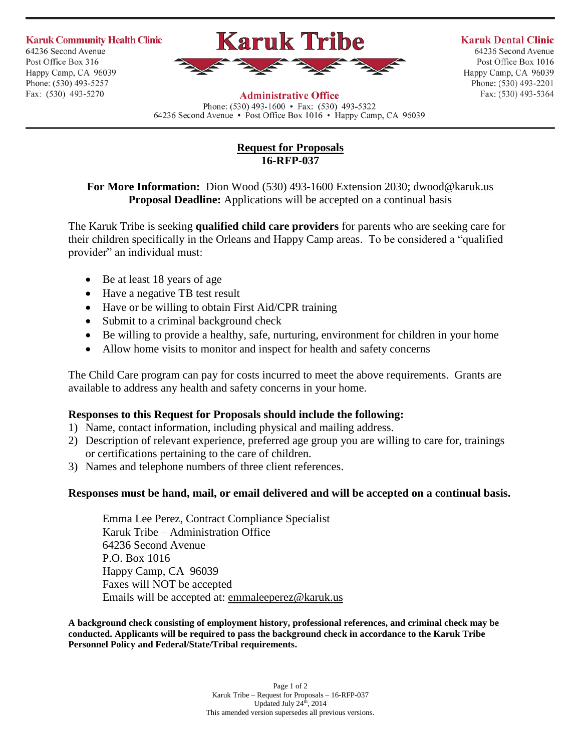**Karuk Community Health Clinic**
64236 Second Avenue
Post Office Box 316
Happy Camp, CA 96039
Phone: (530) 493-5257
Fax: (530) 493-5270

# Karuk Tribe

**Administrative Office**
Phone: (530) 493-1600 • Fax: (530) 493-5322
64236 Second Avenue • Post Office Box 1016 • Happy Camp, CA 96039

**Karuk Dental Clinic**
64236 Second Avenue
Post Office Box 1016
Happy Camp, CA 96039
Phone: (530) 493-2201
Fax: (530) 493-5364

## Request for Proposals
## 16-RFP-037

**For More Information:** Dion Wood (530) 493-1600 Extension 2030; dwood@karuk.us
**Proposal Deadline:** Applications will be accepted on a continual basis

The Karuk Tribe is seeking **qualified child care providers** for parents who are seeking care for their children specifically in the Orleans and Happy Camp areas. To be considered a "qualified provider" an individual must:

- Be at least 18 years of age
- Have a negative TB test result
- Have or be willing to obtain First Aid/CPR training
- Submit to a criminal background check
- Be willing to provide a healthy, safe, nurturing, environment for children in your home
- Allow home visits to monitor and inspect for health and safety concerns

The Child Care program can pay for costs incurred to meet the above requirements. Grants are available to address any health and safety concerns in your home.

**Responses to this Request for Proposals should include the following:**

1) Name, contact information, including physical and mailing address.
2) Description of relevant experience, preferred age group you are willing to care for, trainings or certifications pertaining to the care of children.
3) Names and telephone numbers of three client references.

**Responses must be hand, mail, or email delivered and will be accepted on a continual basis.**

Emma Lee Perez, Contract Compliance Specialist
Karuk Tribe – Administration Office
64236 Second Avenue
P.O. Box 1016
Happy Camp, CA 96039
Faxes will NOT be accepted
Emails will be accepted at: emmaleeperez@karuk.us

**A background check consisting of employment history, professional references, and criminal check may be conducted. Applicants will be required to pass the background check in accordance to the Karuk Tribe Personnel Policy and Federal/State/Tribal requirements.**

Karuk Tribe – Request for Proposals – 16-RFP-037
Updated July 24th, 2014
This amended version supersedes all previous versions.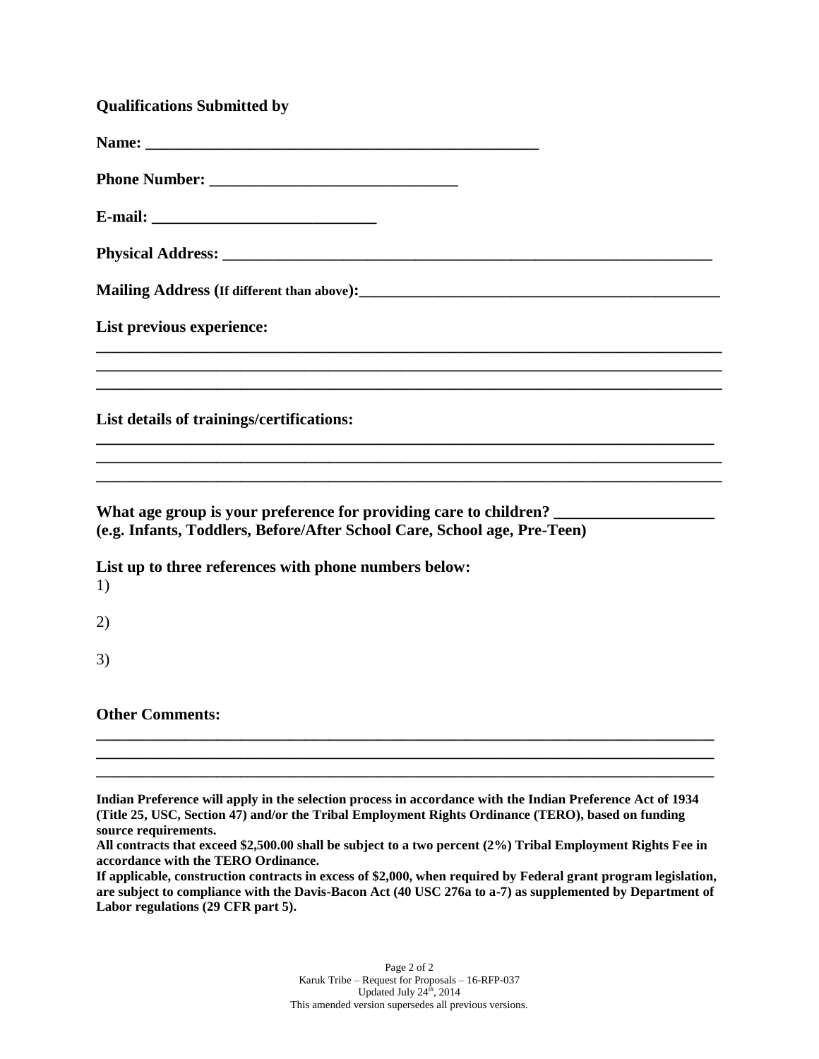**Qualifications Submitted by**

**Name: ___________________________________________________**

**Phone Number: _______________________________**

**E-mail: ____________________________**

**Physical Address: ______________________________________________________________**

**Mailing Address (If different than above):_______________________________________________**

**List previous experience:**

**_______________________________________________________________________________**
**_______________________________________________________________________________**
**_______________________________________________________________________________**

**List details of trainings/certifications:**

**______________________________________________________________________________**
**_______________________________________________________________________________**
**_______________________________________________________________________________**

**What age group is your preference for providing care to children? ____________________**
**(e.g. Infants, Toddlers, Before/After School Care, School age, Pre-Teen)**

**List up to three references with phone numbers below:**

1)

2)

3)

**Other Comments:**

**______________________________________________________________________________**
**______________________________________________________________________________**
**______________________________________________________________________________**

**Indian Preference will apply in the selection process in accordance with the Indian Preference Act of 1934 (Title 25, USC, Section 47) and/or the Tribal Employment Rights Ordinance (TERO), based on funding source requirements.**
**All contracts that exceed $2,500.00 shall be subject to a two percent (2%) Tribal Employment Rights Fee in accordance with the TERO Ordinance.**
**If applicable, construction contracts in excess of $2,000, when required by Federal grant program legislation, are subject to compliance with the Davis-Bacon Act (40 USC 276a to a-7) as supplemented by Department of Labor regulations (29 CFR part 5).**

Karuk Tribe – Request for Proposals – 16-RFP-037
Updated July 24th, 2014
This amended version supersedes all previous versions.